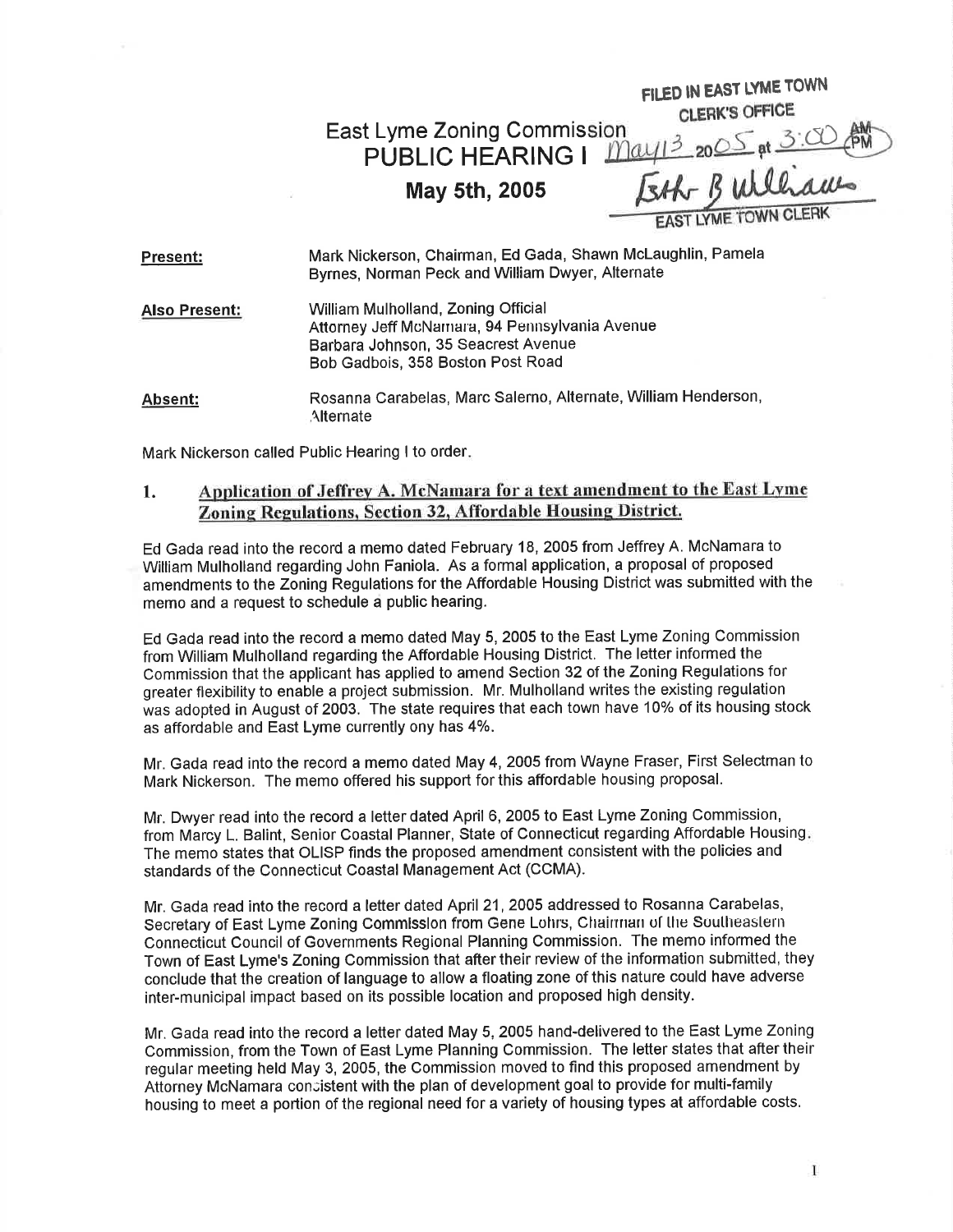FILED IN EAST LYME TOWN CLERK'S OFFICE
May 13 2005 at 3:00 PM
Beth B Williams
EAST LYME TOWN CLERK

# East Lyme Zoning Commission
# PUBLIC HEARING I
## May 5th, 2005

**Present:** Mark Nickerson, Chairman, Ed Gada, Shawn McLaughlin, Pamela Byrnes, Norman Peck and William Dwyer, Alternate

**Also Present:** William Mulholland, Zoning Official
Attorney Jeff McNamara, 94 Pennsylvania Avenue
Barbara Johnson, 35 Seacrest Avenue
Bob Gadbois, 358 Boston Post Road

**Absent:** Rosanna Carabelas, Marc Salerno, Alternate, William Henderson, Alternate

Mark Nickerson called Public Hearing I to order.

1. **Application of Jeffrey A. McNamara for a text amendment to the East Lyme Zoning Regulations, Section 32, Affordable Housing District.**

Ed Gada read into the record a memo dated February 18, 2005 from Jeffrey A. McNamara to William Mulholland regarding John Faniola. As a formal application, a proposal of proposed amendments to the Zoning Regulations for the Affordable Housing District was submitted with the memo and a request to schedule a public hearing.

Ed Gada read into the record a memo dated May 5, 2005 to the East Lyme Zoning Commission from William Mulholland regarding the Affordable Housing District. The letter informed the Commission that the applicant has applied to amend Section 32 of the Zoning Regulations for greater flexibility to enable a project submission. Mr. Mulholland writes the existing regulation was adopted in August of 2003. The state requires that each town have 10% of its housing stock as affordable and East Lyme currently ony has 4%.

Mr. Gada read into the record a memo dated May 4, 2005 from Wayne Fraser, First Selectman to Mark Nickerson. The memo offered his support for this affordable housing proposal.

Mr. Dwyer read into the record a letter dated April 6, 2005 to East Lyme Zoning Commission, from Marcy L. Balint, Senior Coastal Planner, State of Connecticut regarding Affordable Housing. The memo states that OLISP finds the proposed amendment consistent with the policies and standards of the Connecticut Coastal Management Act (CCMA).

Mr. Gada read into the record a letter dated April 21, 2005 addressed to Rosanna Carabelas, Secretary of East Lyme Zoning Commission from Gene Lohrs, Chairman of the Southeastern Connecticut Council of Governments Regional Planning Commission. The memo informed the Town of East Lyme's Zoning Commission that after their review of the information submitted, they conclude that the creation of language to allow a floating zone of this nature could have adverse inter-municipal impact based on its possible location and proposed high density.

Mr. Gada read into the record a letter dated May 5, 2005 hand-delivered to the East Lyme Zoning Commission, from the Town of East Lyme Planning Commission. The letter states that after their regular meeting held May 3, 2005, the Commission moved to find this proposed amendment by Attorney McNamara consistent with the plan of development goal to provide for multi-family housing to meet a portion of the regional need for a variety of housing types at affordable costs.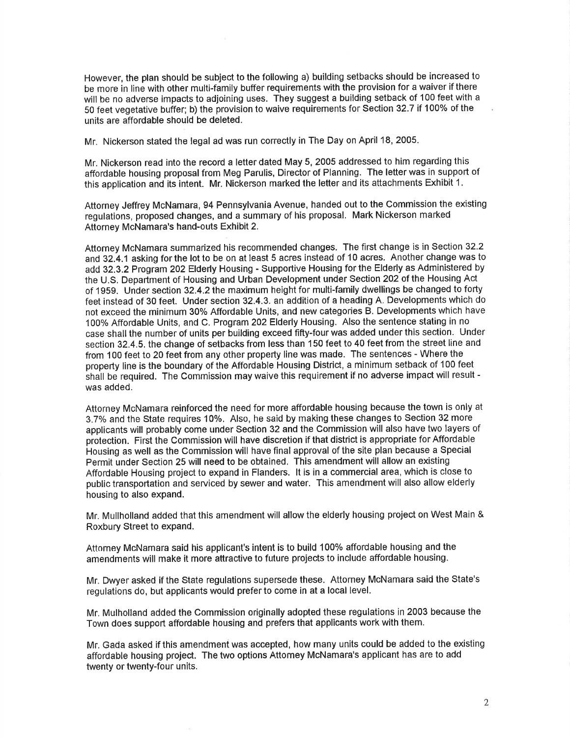However, the plan should be subject to the following a) building setbacks should be increased to be more in line with other multi-family buffer requirements with the provision for a waiver if there will be no adverse impacts to adjoining uses. They suggest a building setback of 100 feet with a 50 feet vegetative buffer; b) the provision to waive requirements for Section 32.7 if 100% of the units are affordable should be deleted.

Mr. Nickerson stated the legal ad was run correctly in The Day on April 18, 2005.

Mr. Nickerson read into the record a letter dated May 5, 2005 addressed to him regarding this affordable housing proposal from Meg Parulis, Director of Planning. The letter was in support of this application and its intent. Mr. Nickerson marked the letter and its attachments Exhibit 1.

Attorney Jeffrey McNamara, 94 Pennsylvania Avenue, handed out to the Commission the existing regulations, proposed changes, and a summary of his proposal. Mark Nickerson marked Attorney McNamara's hand-outs Exhibit 2.

Attorney McNamara summarized his recommended changes. The first change is in Section 32.2 and 32.4.1 asking for the lot to be on at least 5 acres instead of 10 acres. Another change was to add 32.3.2 Program 202 Elderly Housing - Supportive Housing for the Elderly as Administered by the U.S. Department of Housing and Urban Development under Section 202 of the Housing Act of 1959. Under section 32.4.2 the maximum height for multi-family dwellings be changed to forty feet instead of 30 feet. Under section 32.4.3. an addition of a heading A. Developments which do not exceed the minimum 30% Affordable Units, and new categories B. Developments which have 100% Affordable Units, and C. Program 202 Elderly Housing. Also the sentence stating in no case shall the number of units per building exceed fifty-four was added under this section. Under section 32.4.5. the change of setbacks from less than 150 feet to 40 feet from the street line and from 100 feet to 20 feet from any other property line was made. The sentences - Where the property line is the boundary of the Affordable Housing District, a minimum setback of 100 feet shall be required. The Commission may waive this requirement if no adverse impact will result - was added.

Attorney McNamara reinforced the need for more affordable housing because the town is only at 3.7% and the State requires 10%. Also, he said by making these changes to Section 32 more applicants will probably come under Section 32 and the Commission will also have two layers of protection. First the Commission will have discretion if that district is appropriate for Affordable Housing as well as the Commission will have final approval of the site plan because a Special Permit under Section 25 will need to be obtained. This amendment will allow an existing Affordable Housing project to expand in Flanders. It is in a commercial area, which is close to public transportation and serviced by sewer and water. This amendment will also allow elderly housing to also expand.

Mr. Mullholland added that this amendment will allow the elderly housing project on West Main & Roxbury Street to expand.

Attorney McNamara said his applicant's intent is to build 100% affordable housing and the amendments will make it more attractive to future projects to include affordable housing.

Mr. Dwyer asked if the State regulations supersede these. Attorney McNamara said the State's regulations do, but applicants would prefer to come in at a local level.

Mr. Mulholland added the Commission originally adopted these regulations in 2003 because the Town does support affordable housing and prefers that applicants work with them.

Mr. Gada asked if this amendment was accepted, how many units could be added to the existing affordable housing project. The two options Attorney McNamara's applicant has are to add twenty or twenty-four units.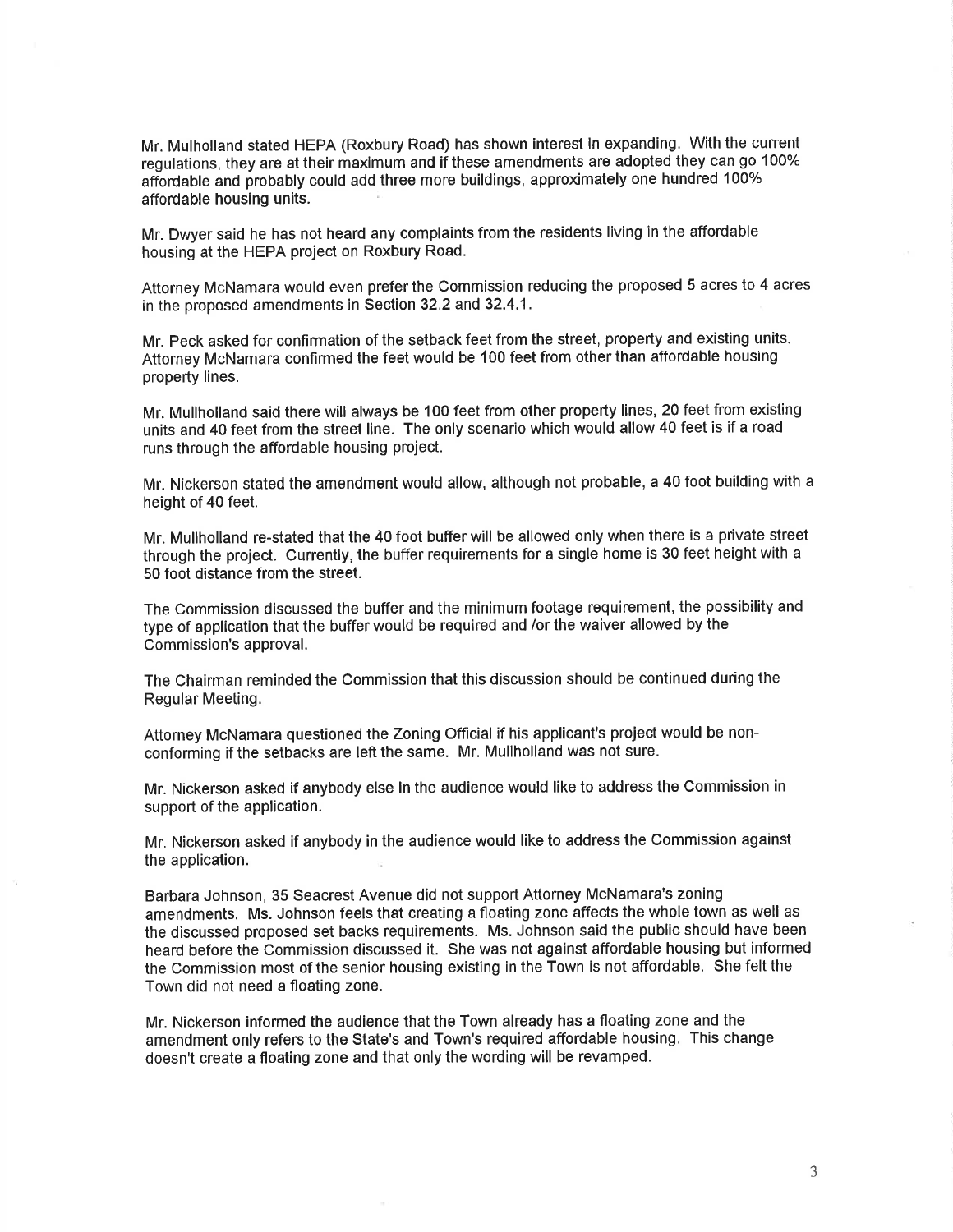Mr. Mulholland stated HEPA (Roxbury Road) has shown interest in expanding. With the current regulations, they are at their maximum and if these amendments are adopted they can go 100% affordable and probably could add three more buildings, approximately one hundred 100% affordable housing units.

Mr. Dwyer said he has not heard any complaints from the residents living in the affordable housing at the HEPA project on Roxbury Road.

Attorney McNamara would even prefer the Commission reducing the proposed 5 acres to 4 acres in the proposed amendments in Section 32.2 and 32.4.1.

Mr. Peck asked for confirmation of the setback feet from the street, property and existing units. Attorney McNamara confirmed the feet would be 100 feet from other than affordable housing property lines.

Mr. Mullholland said there will always be 100 feet from other property lines, 20 feet from existing units and 40 feet from the street line. The only scenario which would allow 40 feet is if a road runs through the affordable housing project.

Mr. Nickerson stated the amendment would allow, although not probable, a 40 foot building with a height of 40 feet.

Mr. Mullholland re-stated that the 40 foot buffer will be allowed only when there is a private street through the project. Currently, the buffer requirements for a single home is 30 feet height with a 50 foot distance from the street.

The Commission discussed the buffer and the minimum footage requirement, the possibility and type of application that the buffer would be required and /or the waiver allowed by the Commission's approval.

The Chairman reminded the Commission that this discussion should be continued during the Regular Meeting.

Attorney McNamara questioned the Zoning Official if his applicant's project would be non-conforming if the setbacks are left the same. Mr. Mullholland was not sure.

Mr. Nickerson asked if anybody else in the audience would like to address the Commission in support of the application.

Mr. Nickerson asked if anybody in the audience would like to address the Commission against the application.

Barbara Johnson, 35 Seacrest Avenue did not support Attorney McNamara's zoning amendments. Ms. Johnson feels that creating a floating zone affects the whole town as well as the discussed proposed set backs requirements. Ms. Johnson said the public should have been heard before the Commission discussed it. She was not against affordable housing but informed the Commission most of the senior housing existing in the Town is not affordable. She felt the Town did not need a floating zone.

Mr. Nickerson informed the audience that the Town already has a floating zone and the amendment only refers to the State's and Town's required affordable housing. This change doesn't create a floating zone and that only the wording will be revamped.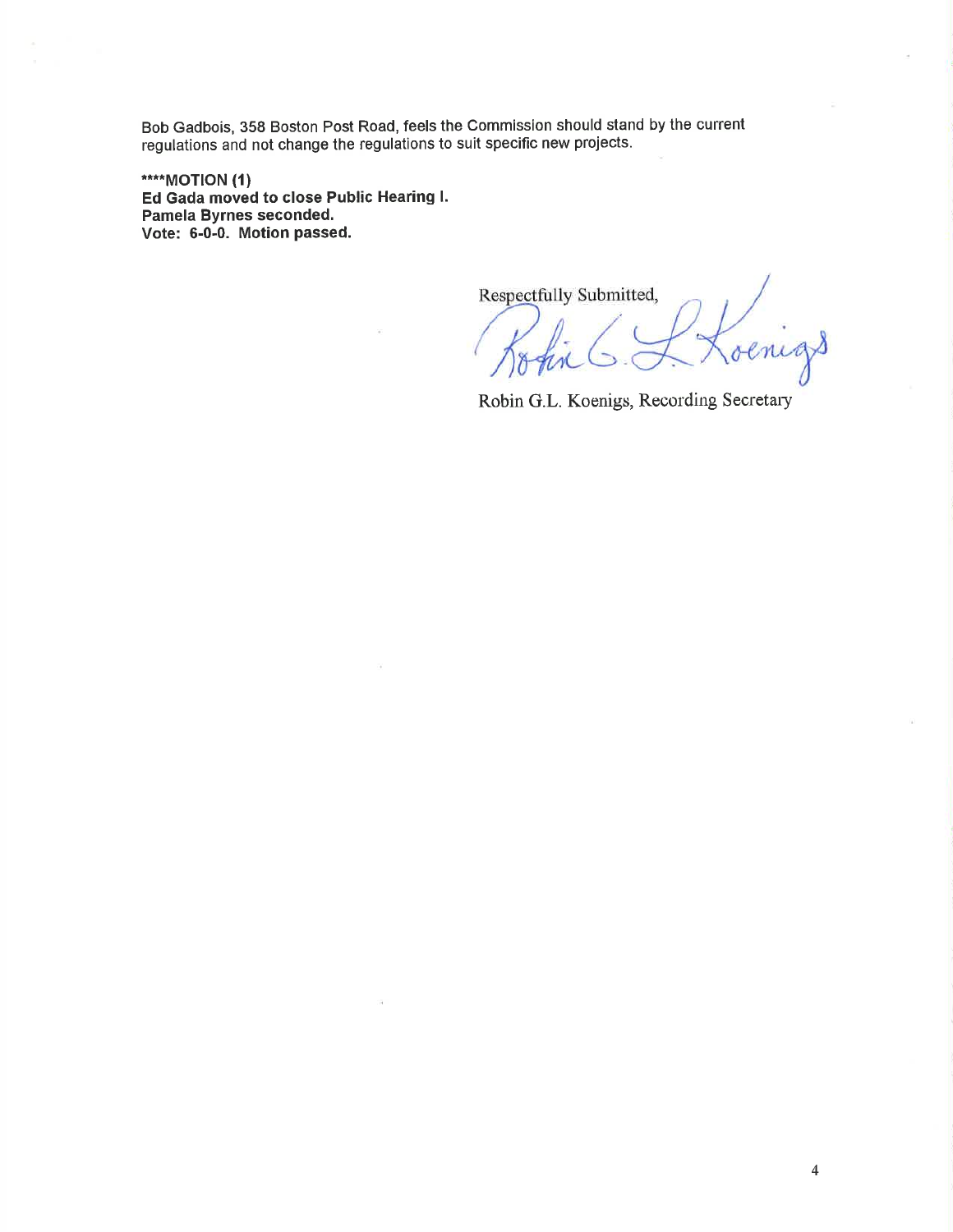Bob Gadbois, 358 Boston Post Road, feels the Commission should stand by the current regulations and not change the regulations to suit specific new projects.

**\*\*\*\*MOTION (1)**
**Ed Gada moved to close Public Hearing I.**
**Pamela Byrnes seconded.**
**Vote: 6-0-0. Motion passed.**

Respectfully Submitted,

Robin G.L. Koenigs

Robin G.L. Koenigs, Recording Secretary